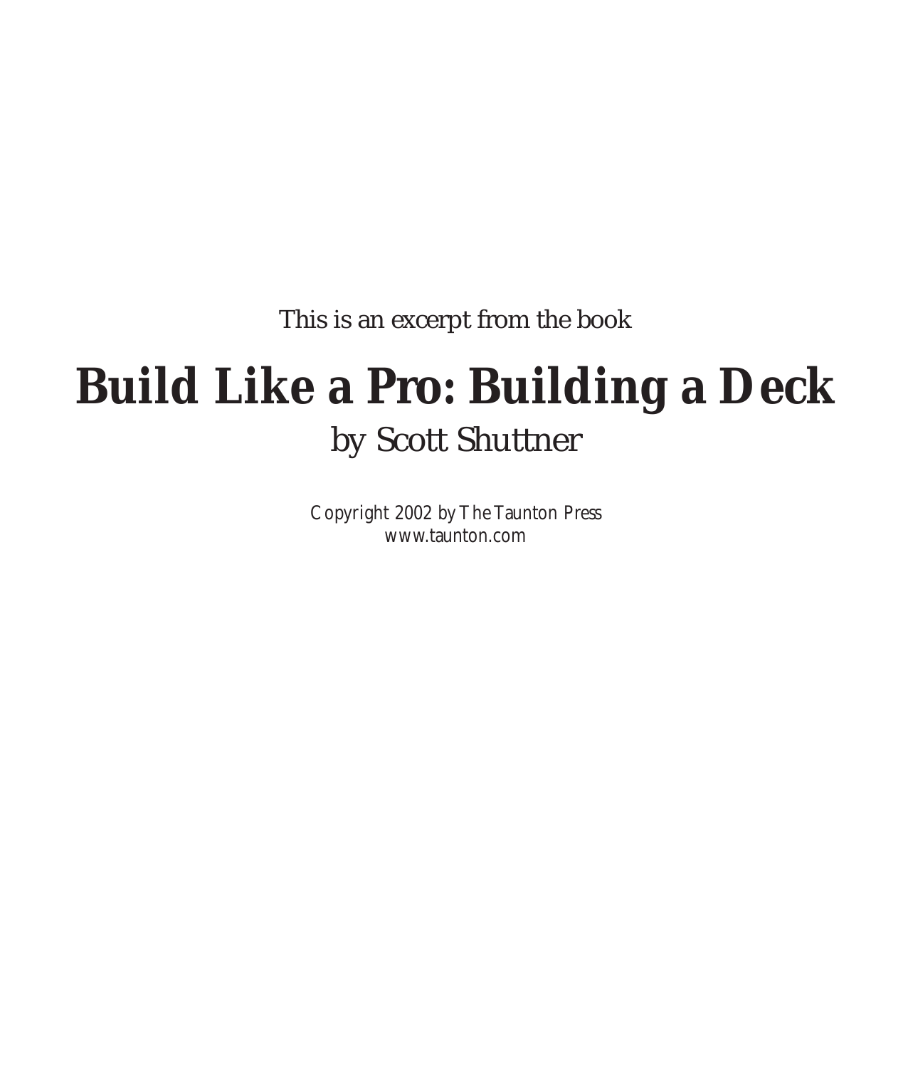This is an excerpt from the book

# Build Like a Pro: Building a Deck

by Scott Shuttner

Copyright 2002 by The Taunton Press
www.taunton.com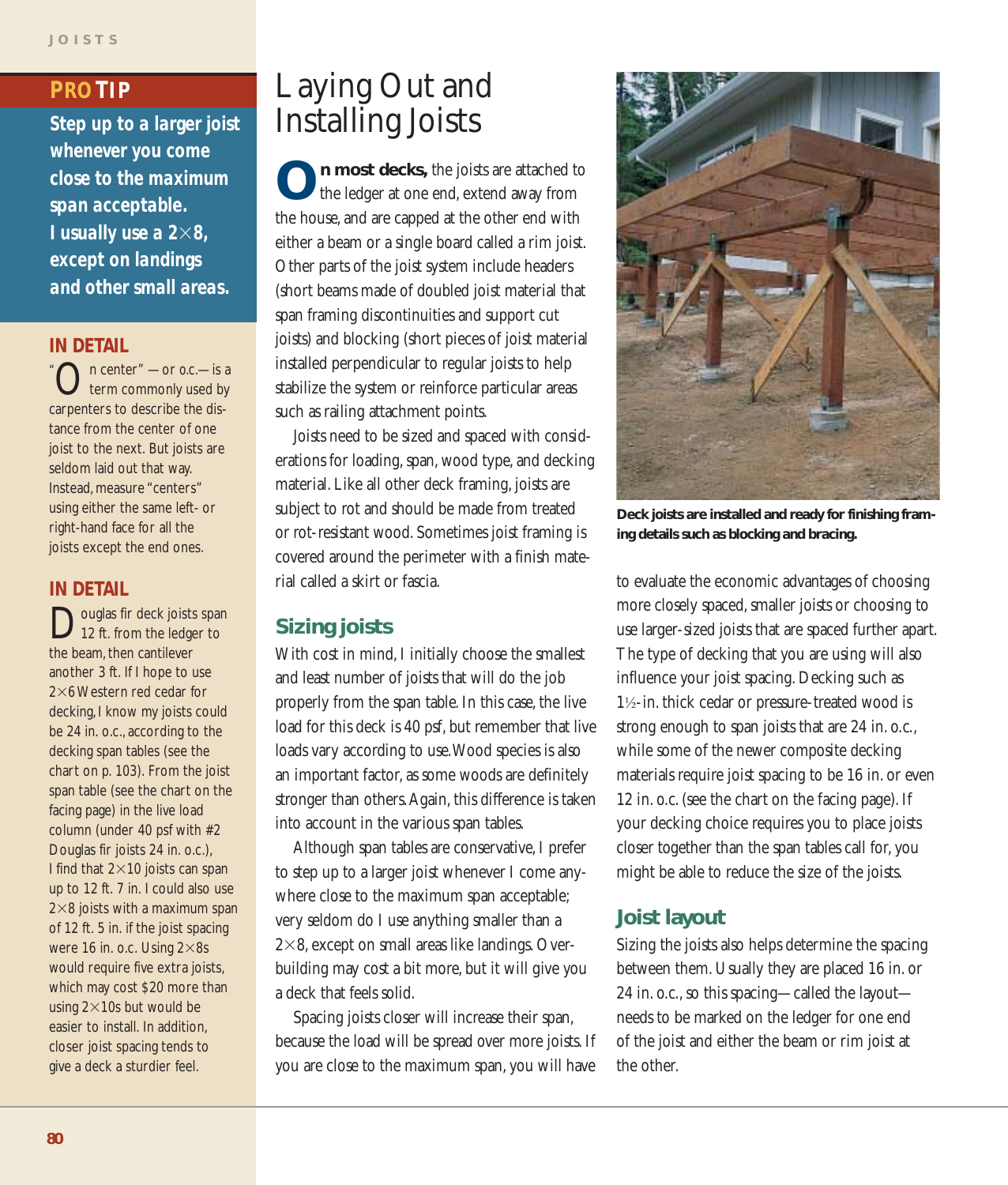# Laying Out and Installing Joists

**On most decks,** the joists are attached to the ledger at one end, extend away from the house, and are capped at the other end with either a beam or a single board called a rim joist. Other parts of the joist system include headers (short beams made of doubled joist material that span framing discontinuities and support cut joists) and blocking (short pieces of joist material installed perpendicular to regular joists to help stabilize the system or reinforce particular areas such as railing attachment points.

Joists need to be sized and spaced with considerations for loading, span, wood type, and decking material. Like all other deck framing, joists are subject to rot and should be made from treated or rot-resistant wood. Sometimes joist framing is covered around the perimeter with a finish material called a skirt or fascia.

## Sizing joists

With cost in mind, I initially choose the smallest and least number of joists that will do the job properly from the span table. In this case, the live load for this deck is 40 psf, but remember that live loads vary according to use. Wood species is also an important factor, as some woods are definitely stronger than others. Again, this difference is taken into account in the various span tables.

Although span tables are conservative, I prefer to step up to a larger joist whenever I come anywhere close to the maximum span acceptable; very seldom do I use anything smaller than a 2×8, except on small areas like landings. Overbuilding may cost a bit more, but it will give you a deck that feels solid.

Spacing joists closer will increase their span, because the load will be spread over more joists. If you are close to the maximum span, you will have to evaluate the economic advantages of choosing more closely spaced, smaller joists or choosing to use larger-sized joists that are spaced further apart. The type of decking that you are using will also influence your joist spacing. Decking such as 1½-in. thick cedar or pressure-treated wood is strong enough to span joists that are 24 in. o.c., while some of the newer composite decking materials require joist spacing to be 16 in. or even 12 in. o.c. (see the chart on the facing page). If your decking choice requires you to place joists closer together than the span tables call for, you might be able to reduce the size of the joists.

**Deck joists are installed and ready for finishing framing details such as blocking and bracing.**

## Joist layout

Sizing the joists also helps determine the spacing between them. Usually they are placed 16 in. or 24 in. o.c., so this spacing—called the layout—needs to be marked on the ledger for one end of the joist and either the beam or rim joist at the other.

---

**PRO TIP**

***Step up to a larger joist whenever you come close to the maximum span acceptable. I usually use a 2×8, except on landings and other small areas.***

---

**IN DETAIL**

"On center"—or o.c.—is a term commonly used by carpenters to describe the distance from the center of one joist to the next. But joists are seldom laid out that way. Instead, measure "centers" using either the same left- or right-hand face for all the joists except the end ones.

---

**IN DETAIL**

Douglas fir deck joists span 12 ft. from the ledger to the beam, then cantilever another 3 ft. If I hope to use 2×6 Western red cedar for decking, I know my joists could be 24 in. o.c., according to the decking span tables (see the chart on p. 103). From the joist span table (see the chart on the facing page) in the live load column (under 40 psf with #2 Douglas fir joists 24 in. o.c.), I find that 2×10 joists can span up to 12 ft. 7 in. I could also use 2×8 joists with a maximum span of 12 ft. 5 in. if the joist spacing were 16 in. o.c. Using 2×8s would require five extra joists, which may cost $20 more than using 2×10s but would be easier to install. In addition, closer joist spacing tends to give a deck a sturdier feel.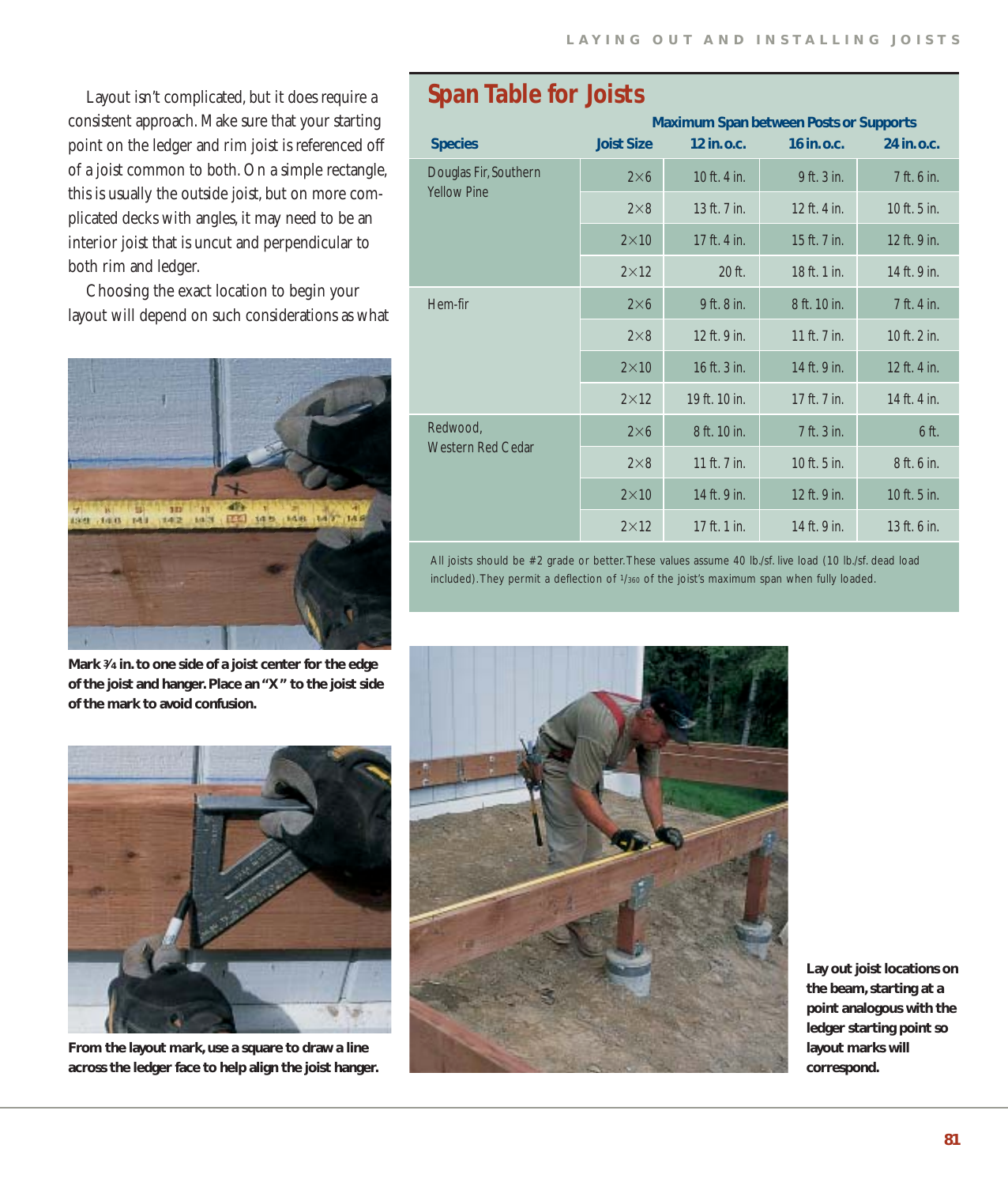Layout isn't complicated, but it does require a consistent approach. Make sure that your starting point on the ledger and rim joist is referenced off of a joist common to both. On a simple rectangle, this is usually the outside joist, but on more complicated decks with angles, it may need to be an interior joist that is uncut and perpendicular to both rim and ledger.

Choosing the exact location to begin your layout will depend on such considerations as what

**Mark ¾ in. to one side of a joist center for the edge of the joist and hanger. Place an "X" to the joist side of the mark to avoid confusion.**

**From the layout mark, use a square to draw a line across the ledger face to help align the joist hanger.**

## Span Table for Joists

| Species | Joist Size | Maximum Span between Posts or Supports: 12 in.o.c. | 16 in.o.c. | 24 in.o.c. |
|---|---|---|---|---|
| Douglas Fir, Southern Yellow Pine | 2×6 | 10 ft. 4 in. | 9 ft. 3 in. | 7 ft. 6 in. |
| | 2×8 | 13 ft. 7 in. | 12 ft. 4 in. | 10 ft. 5 in. |
| | 2×10 | 17 ft. 4 in. | 15 ft. 7 in. | 12 ft. 9 in. |
| | 2×12 | 20 ft. | 18 ft. 1 in. | 14 ft. 9 in. |
| Hem-fir | 2×6 | 9 ft. 8 in. | 8 ft. 10 in. | 7 ft. 4 in. |
| | 2×8 | 12 ft. 9 in. | 11 ft. 7 in. | 10 ft. 2 in. |
| | 2×10 | 16 ft. 3 in. | 14 ft. 9 in. | 12 ft. 4 in. |
| | 2×12 | 19 ft. 10 in. | 17 ft. 7 in. | 14 ft. 4 in. |
| Redwood, Western Red Cedar | 2×6 | 8 ft. 10 in. | 7 ft. 3 in. | 6 ft. |
| | 2×8 | 11 ft. 7 in. | 10 ft. 5 in. | 8 ft. 6 in. |
| | 2×10 | 14 ft. 9 in. | 12 ft. 9 in. | 10 ft. 5 in. |
| | 2×12 | 17 ft. 1 in. | 14 ft. 9 in. | 13 ft. 6 in. |

All joists should be #2 grade or better. These values assume 40 lb./sf. live load (10 lb./sf. dead load included). They permit a deflection of 1/360 of the joist's maximum span when fully loaded.

**Lay out joist locations on the beam, starting at a point analogous with the ledger starting point so layout marks will correspond.**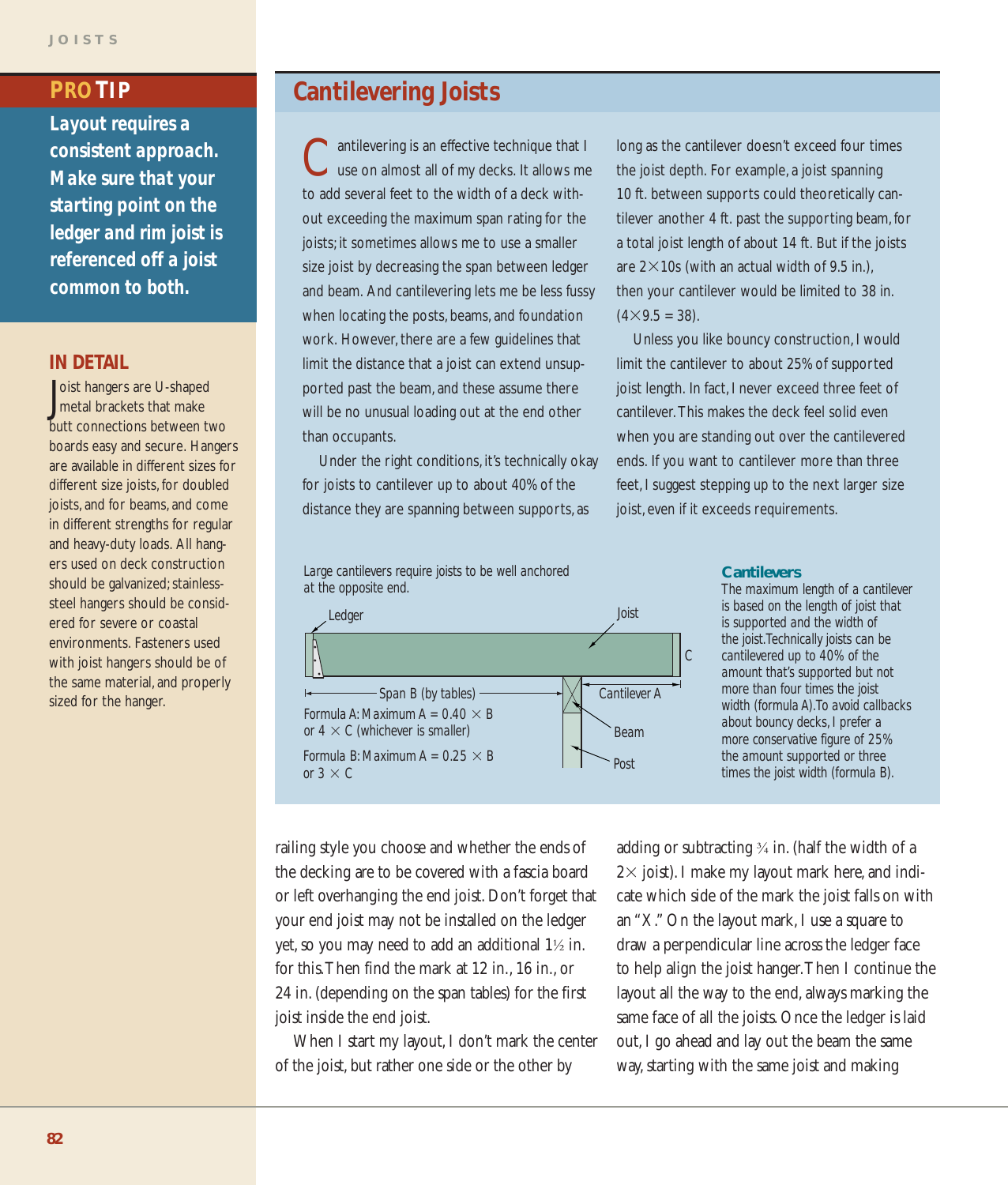## PRO TIP

**Layout requires a consistent approach. Make sure that your starting point on the ledger and rim joist is referenced off a joist common to both.**

## IN DETAIL

Joist hangers are U-shaped metal brackets that make butt connections between two boards easy and secure. Hangers are available in different sizes for different size joists, for doubled joists, and for beams, and come in different strengths for regular and heavy-duty loads. All hangers used on deck construction should be galvanized; stainless-steel hangers should be considered for severe or coastal environments. Fasteners used with joist hangers should be of the same material, and properly sized for the hanger.

## Cantilevering Joists

Cantilevering is an effective technique that I use on almost all of my decks. It allows me to add several feet to the width of a deck without exceeding the maximum span rating for the joists; it sometimes allows me to use a smaller size joist by decreasing the span between ledger and beam. And cantilevering lets me be less fussy when locating the posts, beams, and foundation work. However, there are a few guidelines that limit the distance that a joist can extend unsupported past the beam, and these assume there will be no unusual loading out at the end other than occupants.

Under the right conditions, it's technically okay for joists to cantilever up to about 40% of the distance they are spanning between supports, as long as the cantilever doesn't exceed four times the joist depth. For example, a joist spanning 10 ft. between supports could theoretically cantilever another 4 ft. past the supporting beam, for a total joist length of about 14 ft. But if the joists are 2×10s (with an actual width of 9.5 in.), then your cantilever would be limited to 38 in. ($4 \times 9.5 = 38$).

Unless you like bouncy construction, I would limit the cantilever to about 25% of supported joist length. In fact, I never exceed three feet of cantilever. This makes the deck feel solid even when you are standing out over the cantilevered ends. If you want to cantilever more than three feet, I suggest stepping up to the next larger size joist, even if it exceeds requirements.

Large cantilevers require joists to be well anchored at the opposite end.

Ledger — Joist — C — Span B (by tables) — Cantilever A — Beam — Post

Formula A: Maximum $A = 0.40 \times B$ or $4 \times C$ (whichever is smaller)

Formula B: Maximum $A = 0.25 \times B$ or $3 \times C$

**Cantilevers**

The maximum length of a cantilever is based on the length of joist that is supported and the width of the joist. Technically joists can be cantilevered up to 40% of the amount that's supported but not more than four times the joist width (formula A). To avoid callbacks about bouncy decks, I prefer a more conservative figure of 25% the amount supported or three times the joist width (formula B).

railing style you choose and whether the ends of the decking are to be covered with a fascia board or left overhanging the end joist. Don't forget that your end joist may not be installed on the ledger yet, so you may need to add an additional 1½ in. for this. Then find the mark at 12 in., 16 in., or 24 in. (depending on the span tables) for the first joist inside the end joist.

When I start my layout, I don't mark the center of the joist, but rather one side or the other by adding or subtracting ¾ in. (half the width of a 2× joist). I make my layout mark here, and indicate which side of the mark the joist falls on with an "X." On the layout mark, I use a square to draw a perpendicular line across the ledger face to help align the joist hanger. Then I continue the layout all the way to the end, always marking the same face of all the joists. Once the ledger is laid out, I go ahead and lay out the beam the same way, starting with the same joist and making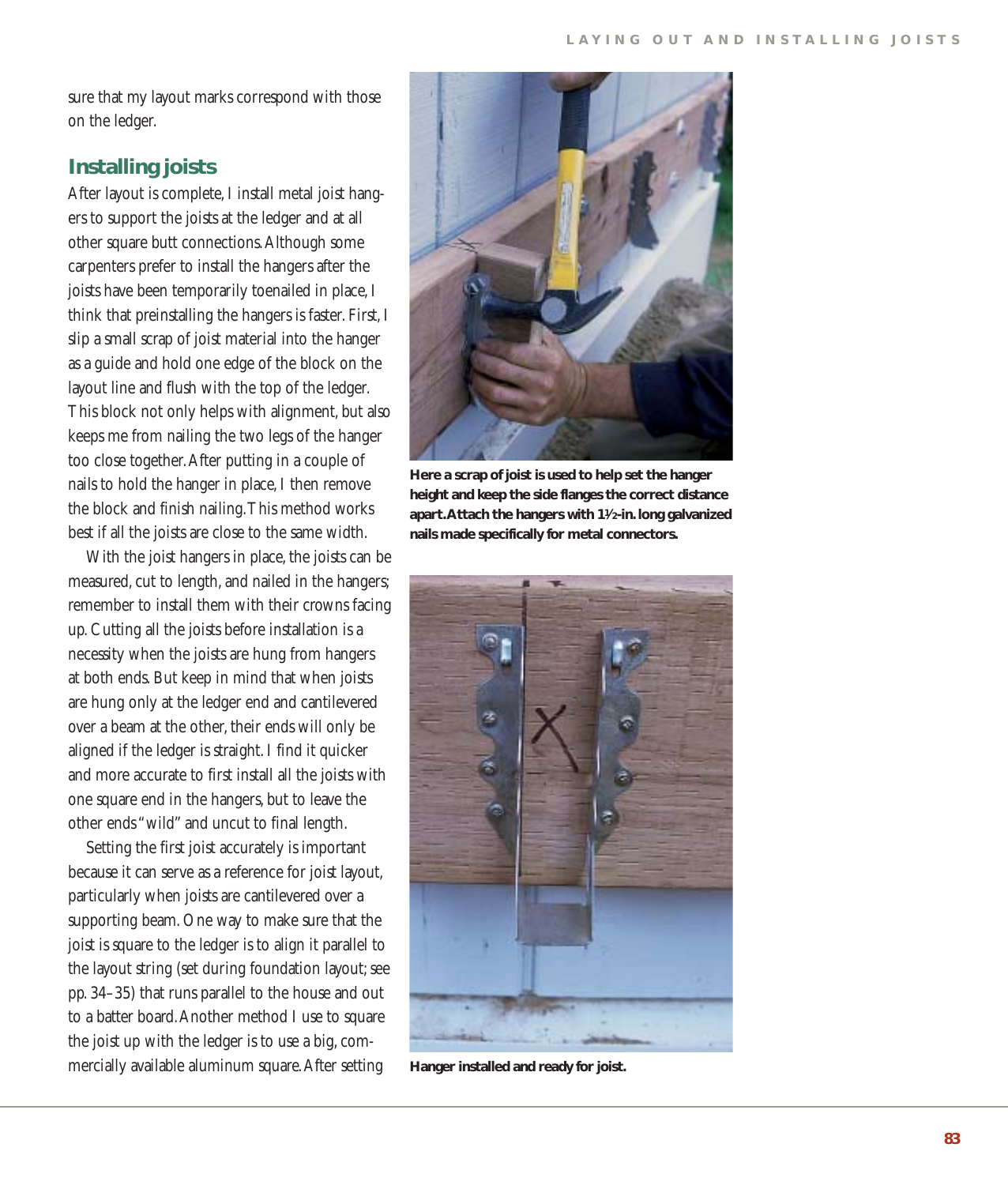sure that my layout marks correspond with those on the ledger.

## Installing joists

After layout is complete, I install metal joist hangers to support the joists at the ledger and at all other square butt connections. Although some carpenters prefer to install the hangers after the joists have been temporarily toenailed in place, I think that preinstalling the hangers is faster. First, I slip a small scrap of joist material into the hanger as a guide and hold one edge of the block on the layout line and flush with the top of the ledger. This block not only helps with alignment, but also keeps me from nailing the two legs of the hanger too close together. After putting in a couple of nails to hold the hanger in place, I then remove the block and finish nailing. This method works best if all the joists are close to the same width.

With the joist hangers in place, the joists can be measured, cut to length, and nailed in the hangers; remember to install them with their crowns facing up. Cutting all the joists before installation is a necessity when the joists are hung from hangers at both ends. But keep in mind that when joists are hung only at the ledger end and cantilevered over a beam at the other, their ends will only be aligned if the ledger is straight. I find it quicker and more accurate to first install all the joists with one square end in the hangers, but to leave the other ends "wild" and uncut to final length.

Setting the first joist accurately is important because it can serve as a reference for joist layout, particularly when joists are cantilevered over a supporting beam. One way to make sure that the joist is square to the ledger is to align it parallel to the layout string (set during foundation layout; see pp. 34–35) that runs parallel to the house and out to a batter board. Another method I use to square the joist up with the ledger is to use a big, commercially available aluminum square. After setting

**Here a scrap of joist is used to help set the hanger height and keep the side flanges the correct distance apart. Attach the hangers with 1½-in. long galvanized nails made specifically for metal connectors.**

**Hanger installed and ready for joist.**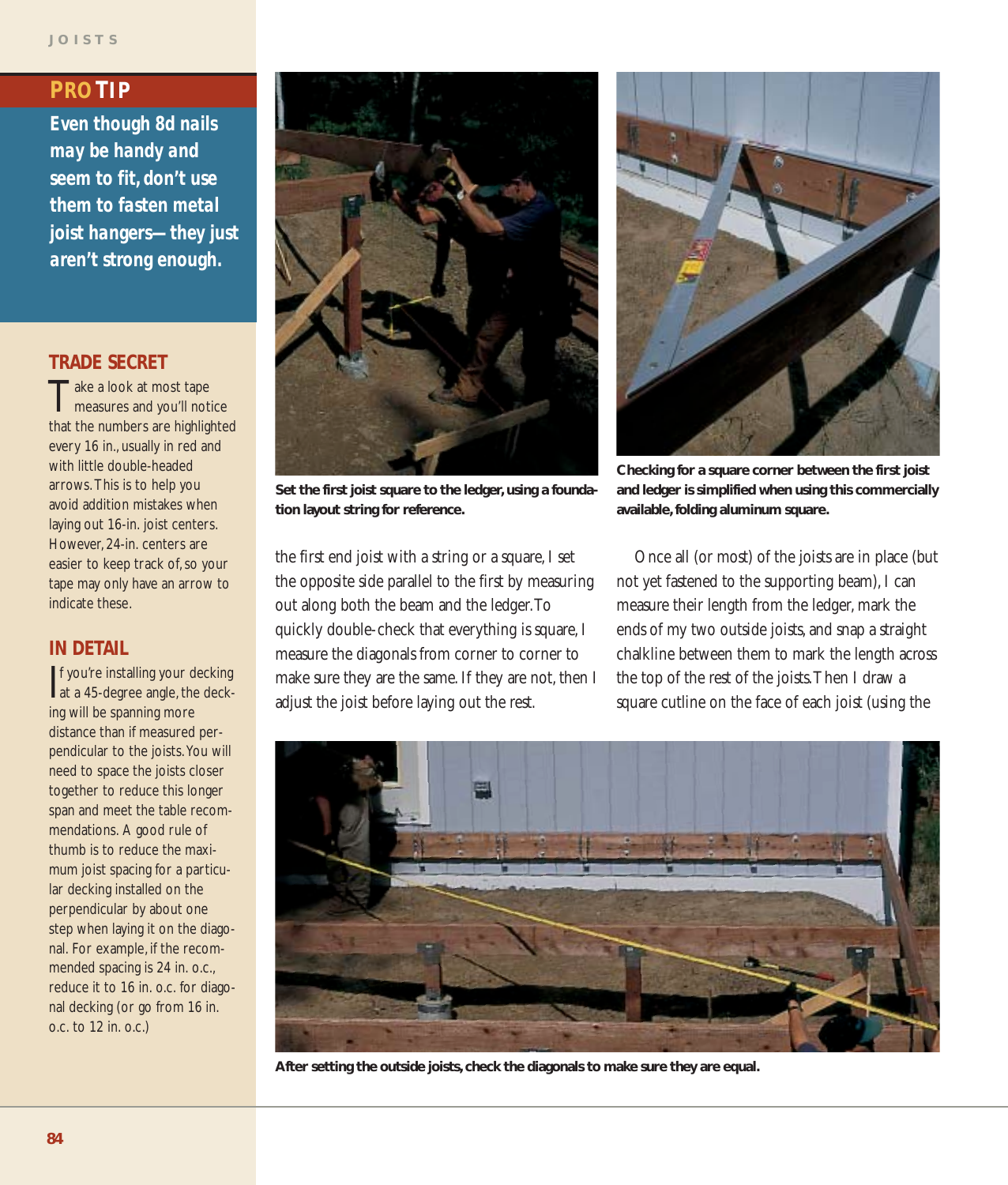## PRO TIP

**Even though 8d nails may be handy and seem to fit, don't use them to fasten metal joist hangers—they just aren't strong enough.**

## TRADE SECRET

Take a look at most tape measures and you'll notice that the numbers are highlighted every 16 in., usually in red and with little double-headed arrows. This is to help you avoid addition mistakes when laying out 16-in. joist centers. However, 24-in. centers are easier to keep track of, so your tape may only have an arrow to indicate these.

## IN DETAIL

If you're installing your decking at a 45-degree angle, the decking will be spanning more distance than if measured perpendicular to the joists. You will need to space the joists closer together to reduce this longer span and meet the table recommendations. A good rule of thumb is to reduce the maximum joist spacing for a particular decking installed on the perpendicular by about one step when laying it on the diagonal. For example, if the recommended spacing is 24 in. o.c., reduce it to 16 in. o.c. for diagonal decking (or go from 16 in. o.c. to 12 in. o.c.)

**Set the first joist square to the ledger, using a foundation layout string for reference.**

**Checking for a square corner between the first joist and ledger is simplified when using this commercially available, folding aluminum square.**

the first end joist with a string or a square, I set the opposite side parallel to the first by measuring out along both the beam and the ledger. To quickly double-check that everything is square, I measure the diagonals from corner to corner to make sure they are the same. If they are not, then I adjust the joist before laying out the rest.

Once all (or most) of the joists are in place (but not yet fastened to the supporting beam), I can measure their length from the ledger, mark the ends of my two outside joists, and snap a straight chalkline between them to mark the length across the top of the rest of the joists. Then I draw a square cutline on the face of each joist (using the

**After setting the outside joists, check the diagonals to make sure they are equal.**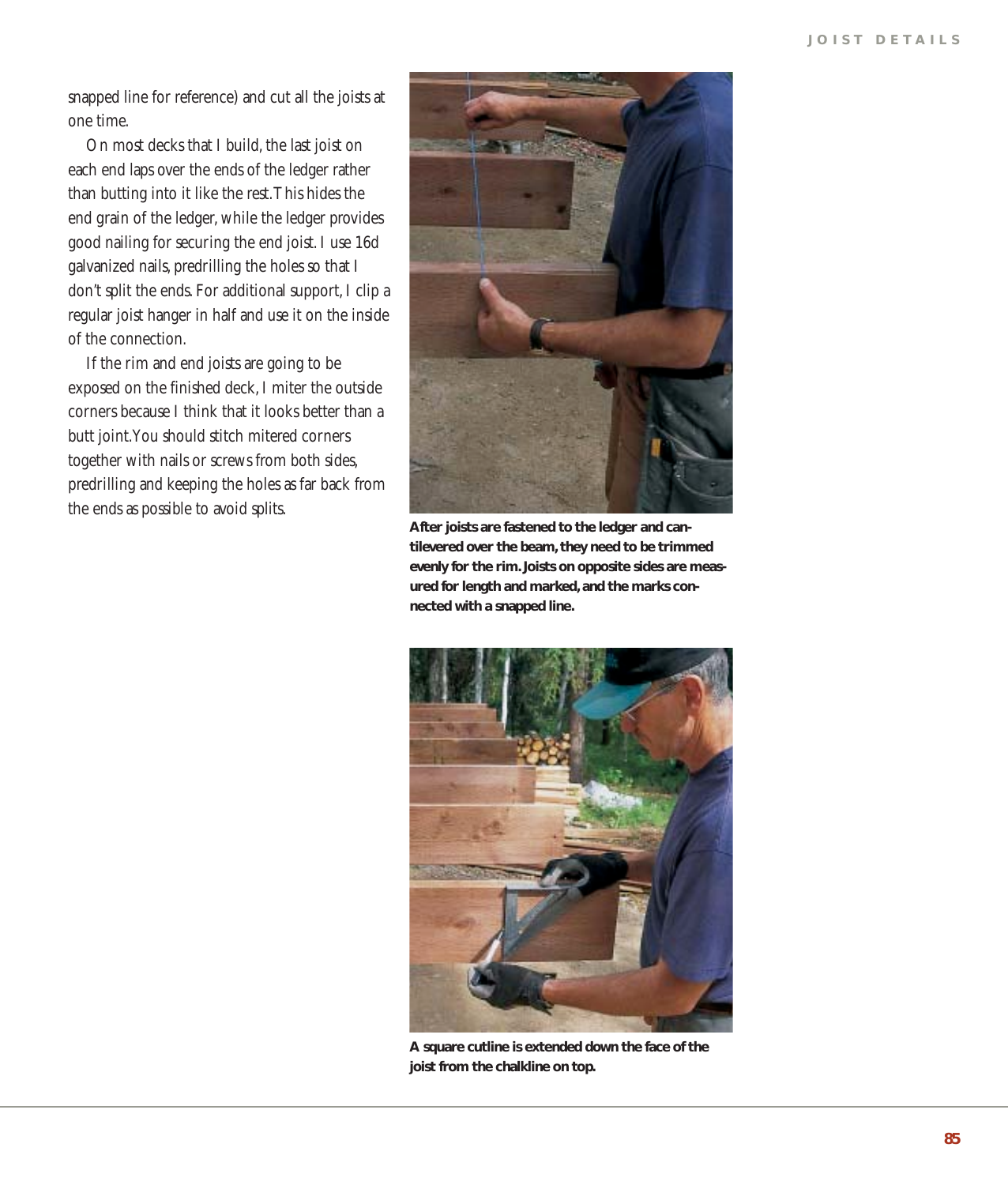snapped line for reference) and cut all the joists at one time.

On most decks that I build, the last joist on each end laps over the ends of the ledger rather than butting into it like the rest. This hides the end grain of the ledger, while the ledger provides good nailing for securing the end joist. I use 16d galvanized nails, predrilling the holes so that I don't split the ends. For additional support, I clip a regular joist hanger in half and use it on the inside of the connection.

If the rim and end joists are going to be exposed on the finished deck, I miter the outside corners because I think that it looks better than a butt joint. You should stitch mitered corners together with nails or screws from both sides, predrilling and keeping the holes as far back from the ends as possible to avoid splits.

**After joists are fastened to the ledger and cantilevered over the beam, they need to be trimmed evenly for the rim. Joists on opposite sides are measured for length and marked, and the marks connected with a snapped line.**

**A square cutline is extended down the face of the joist from the chalkline on top.**